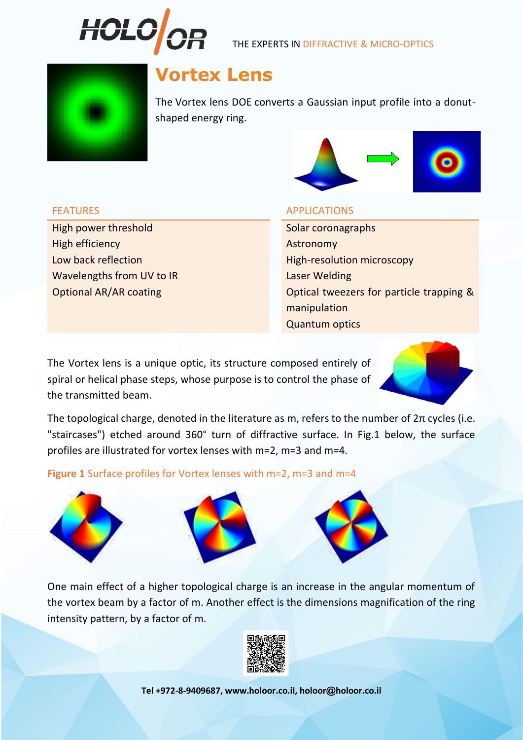THE EXPERTS IN DIFFRACTIVE & MICRO-OPTICS

# Vortex Lens

The Vortex lens DOE converts a Gaussian input profile into a donut-shaped energy ring.

| FEATURES | APPLICATIONS |
| --- | --- |
| High power threshold | Solar coronagraphs |
| High efficiency | Astronomy |
| Low back reflection | High-resolution microscopy |
| Wavelengths from UV to IR | Laser Welding |
| Optional AR/AR coating | Optical tweezers for particle trapping & manipulation |
| | Quantum optics |

The Vortex lens is a unique optic, its structure composed entirely of spiral or helical phase steps, whose purpose is to control the phase of the transmitted beam.

The topological charge, denoted in the literature as m, refers to the number of $2\pi$ cycles (i.e. "staircases") etched around 360° turn of diffractive surface. In Fig.1 below, the surface profiles are illustrated for vortex lenses with m=2, m=3 and m=4.

**Figure 1** Surface profiles for Vortex lenses with m=2, m=3 and m=4

One main effect of a higher topological charge is an increase in the angular momentum of the vortex beam by a factor of m. Another effect is the dimensions magnification of the ring intensity pattern, by a factor of m.

**Tel +972-8-9409687, www.holoor.co.il, holoor@holoor.co.il**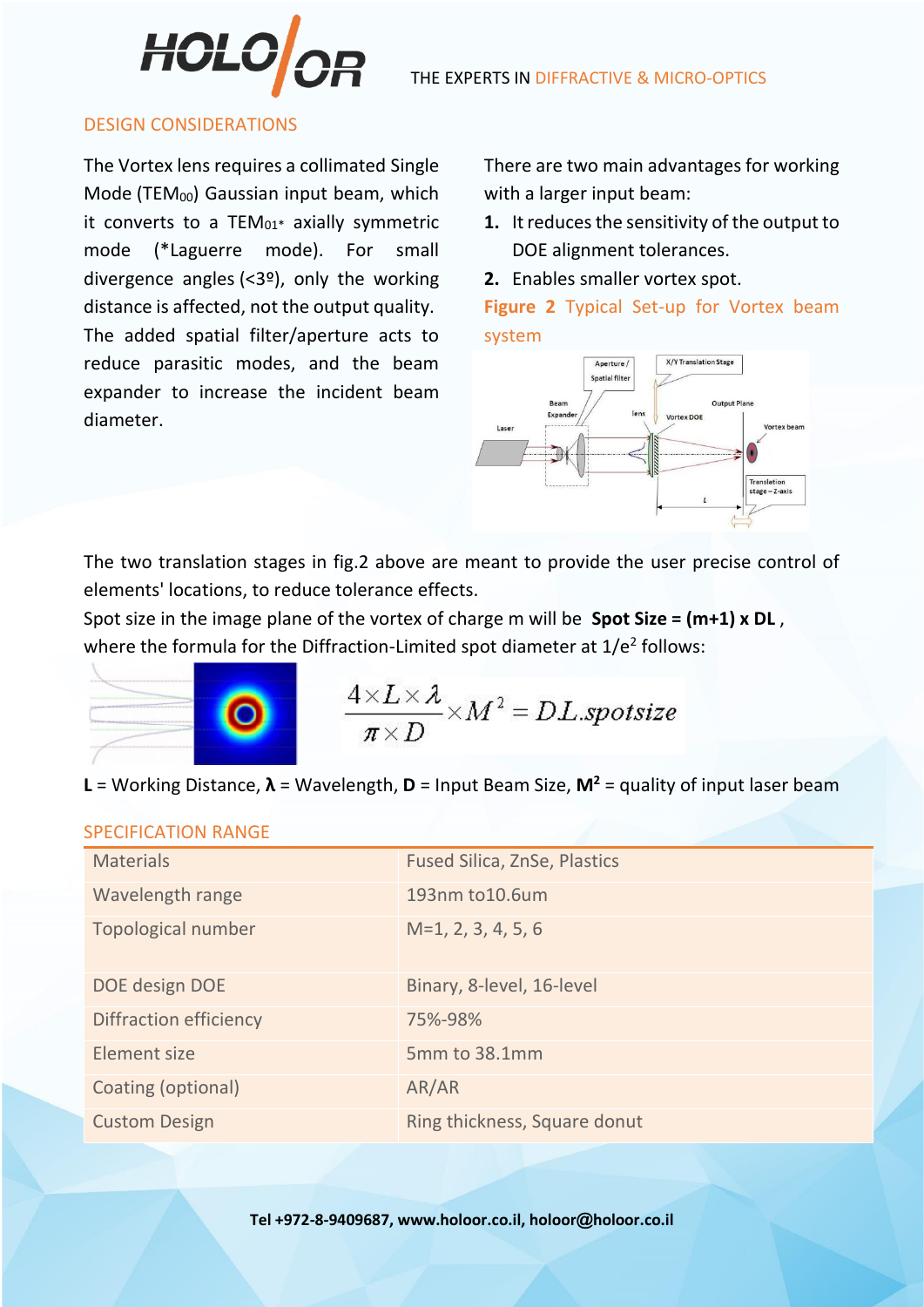## DESIGN CONSIDERATIONS

The Vortex lens requires a collimated Single Mode ($TEM_{00}$) Gaussian input beam, which it converts to a $TEM_{01^*}$ axially symmetric mode (*Laguerre mode). For small divergence angles (<3º), only the working distance is affected, not the output quality. The added spatial filter/aperture acts to reduce parasitic modes, and the beam expander to increase the incident beam diameter.

There are two main advantages for working with a larger input beam:

1. It reduces the sensitivity of the output to DOE alignment tolerances.
2. Enables smaller vortex spot.

**Figure 2** Typical Set-up for Vortex beam system

Aperture / Spatial filter
X/Y Translation Stage
Beam Expander
lens
Output Plane
Laser
Vortex DOE
Vortex beam
Translation stage – Z-axis
L

The two translation stages in fig.2 above are meant to provide the user precise control of elements' locations, to reduce tolerance effects.

Spot size in the image plane of the vortex of charge m will be **Spot Size = (m+1) x DL** , where the formula for the Diffraction-Limited spot diameter at $1/e^2$ follows:

$$\frac{4 \times L \times \lambda}{\pi \times D} \times M^2 = D.L.spotsize$$

**L** = Working Distance, **λ** = Wavelength, **D** = Input Beam Size, **$M^2$** = quality of input laser beam

## SPECIFICATION RANGE

| | |
|---|---|
| Materials | Fused Silica, ZnSe, Plastics |
| Wavelength range | 193nm to10.6um |
| Topological number | M=1, 2, 3, 4, 5, 6 |
| DOE design DOE | Binary, 8-level, 16-level |
| Diffraction efficiency | 75%-98% |
| Element size | 5mm to 38.1mm |
| Coating (optional) | AR/AR |
| Custom Design | Ring thickness, Square donut |

**Tel +972-8-9409687, www.holoor.co.il, holoor@holoor.co.il**